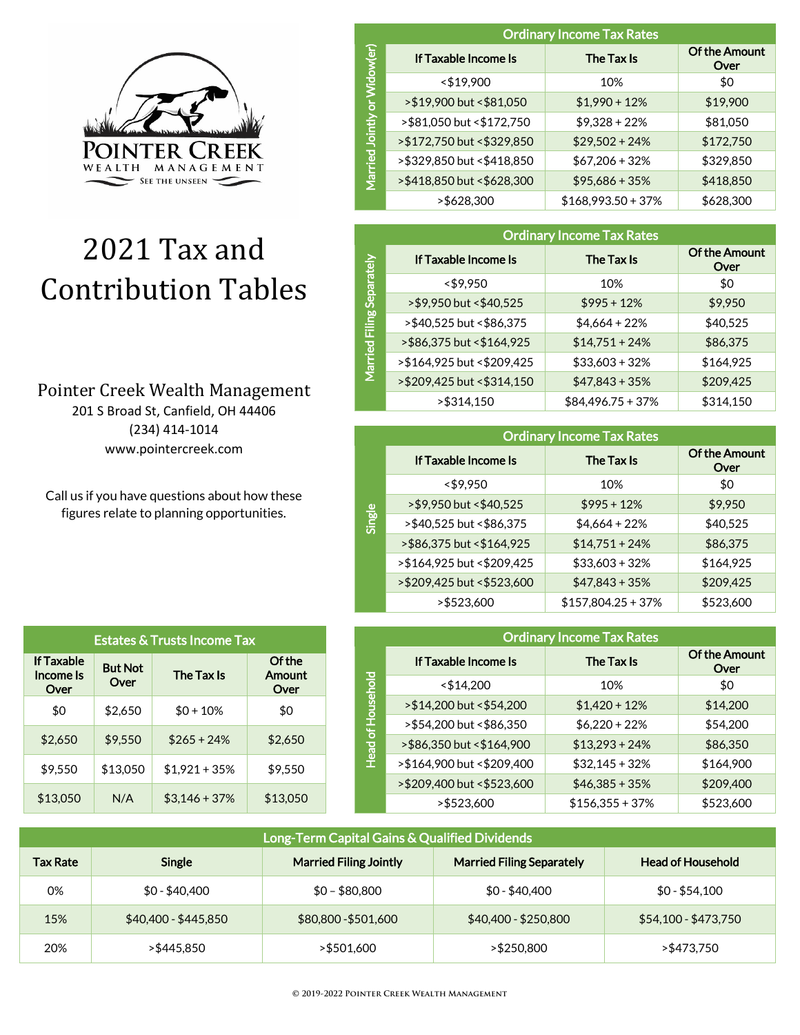POINTER CREEK
WEALTH MANAGEMENT
SEE THE UNSEEN

# 2021 Tax and Contribution Tables

Pointer Creek Wealth Management
201 S Broad St, Canfield, OH 44406
(234) 414-1014
www.pointercreek.com

Call us if you have questions about how these figures relate to planning opportunities.

## Ordinary Income Tax Rates — Married Jointly or Widow(er)

| If Taxable Income Is | The Tax Is | Of the Amount Over |
|---|---|---|
| <$19,900 | 10% | $0 |
| >$19,900 but <$81,050 | $1,990 + 12% | $19,900 |
| >$81,050 but <$172,750 | $9,328 + 22% | $81,050 |
| >$172,750 but <$329,850 | $29,502 + 24% | $172,750 |
| >$329,850 but <$418,850 | $67,206 + 32% | $329,850 |
| >$418,850 but <$628,300 | $95,686 + 35% | $418,850 |
| >$628,300 | $168,993.50 + 37% | $628,300 |

## Ordinary Income Tax Rates — Married Filing Separately

| If Taxable Income Is | The Tax Is | Of the Amount Over |
|---|---|---|
| <$9,950 | 10% | $0 |
| >$9,950 but <$40,525 | $995 + 12% | $9,950 |
| >$40,525 but <$86,375 | $4,664 + 22% | $40,525 |
| >$86,375 but <$164,925 | $14,751 + 24% | $86,375 |
| >$164,925 but <$209,425 | $33,603 + 32% | $164,925 |
| >$209,425 but <$314,150 | $47,843 + 35% | $209,425 |
| >$314,150 | $84,496.75 + 37% | $314,150 |

## Ordinary Income Tax Rates — Single

| If Taxable Income Is | The Tax Is | Of the Amount Over |
|---|---|---|
| <$9,950 | 10% | $0 |
| >$9,950 but <$40,525 | $995 + 12% | $9,950 |
| >$40,525 but <$86,375 | $4,664 + 22% | $40,525 |
| >$86,375 but <$164,925 | $14,751 + 24% | $86,375 |
| >$164,925 but <$209,425 | $33,603 + 32% | $164,925 |
| >$209,425 but <$523,600 | $47,843 + 35% | $209,425 |
| >$523,600 | $157,804.25 + 37% | $523,600 |

## Ordinary Income Tax Rates — Head of Household

| If Taxable Income Is | The Tax Is | Of the Amount Over |
|---|---|---|
| <$14,200 | 10% | $0 |
| >$14,200 but <$54,200 | $1,420 + 12% | $14,200 |
| >$54,200 but <$86,350 | $6,220 + 22% | $54,200 |
| >$86,350 but <$164,900 | $13,293 + 24% | $86,350 |
| >$164,900 but <$209,400 | $32,145 + 32% | $164,900 |
| >$209,400 but <$523,600 | $46,385 + 35% | $209,400 |
| >$523,600 | $156,355 + 37% | $523,600 |

## Estates & Trusts Income Tax

| If Taxable Income Is Over | But Not Over | The Tax Is | Of the Amount Over |
|---|---|---|---|
| $0 | $2,650 | $0 + 10% | $0 |
| $2,650 | $9,550 | $265 + 24% | $2,650 |
| $9,550 | $13,050 | $1,921 + 35% | $9,550 |
| $13,050 | N/A | $3,146 + 37% | $13,050 |

## Long-Term Capital Gains & Qualified Dividends

| Tax Rate | Single | Married Filing Jointly | Married Filing Separately | Head of Household |
|---|---|---|---|---|
| 0% | $0 - $40,400 | $0 – $80,800 | $0 - $40,400 | $0 - $54,100 |
| 15% | $40,400 - $445,850 | $80,800 -$501,600 | $40,400 - $250,800 | $54,100 - $473,750 |
| 20% | >$445,850 | >$501,600 | >$250,800 | >$473,750 |

© 2019-2022 Pointer Creek Wealth Management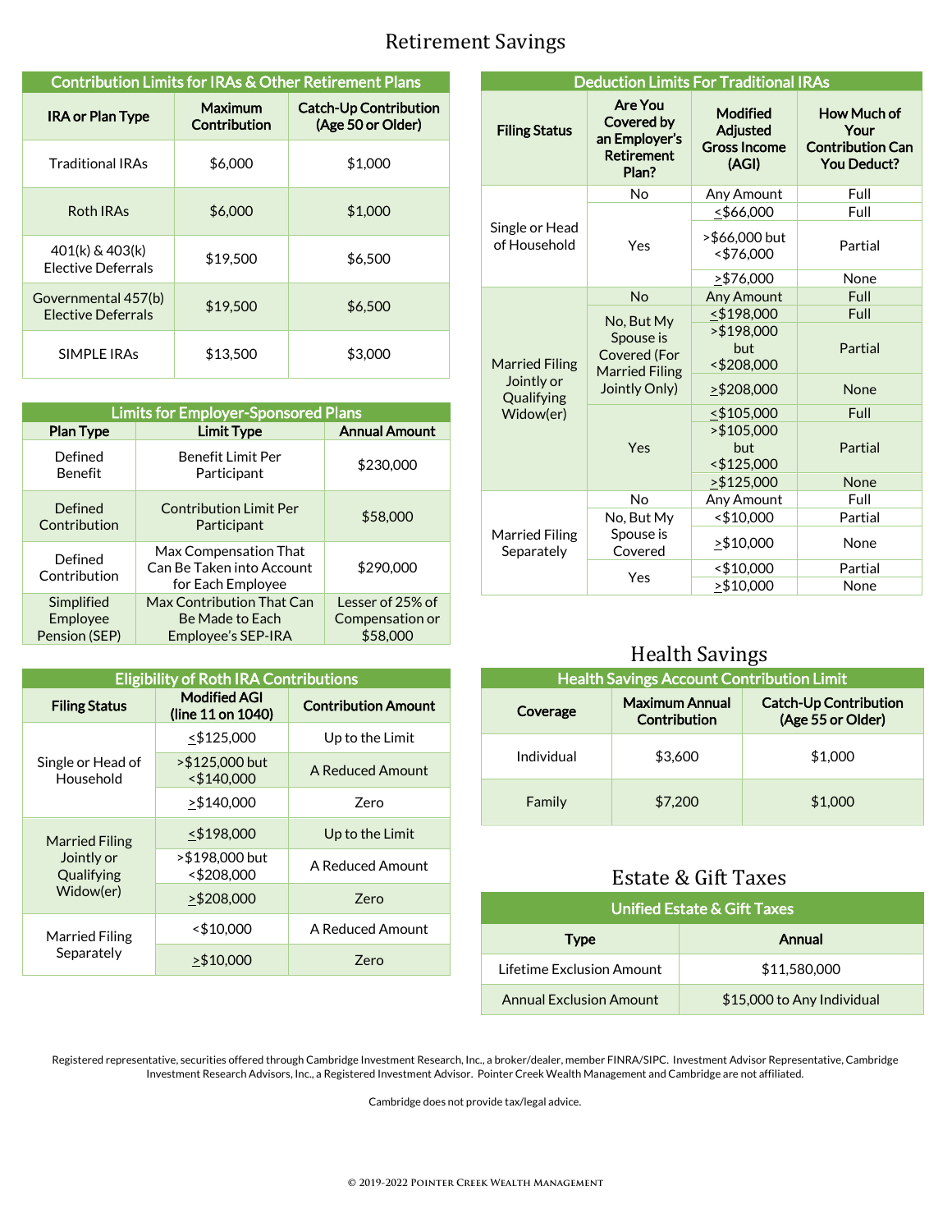# Retirement Savings

| Contribution Limits for IRAs & Other Retirement Plans | | |
|---|---|---|
| **IRA or Plan Type** | **Maximum Contribution** | **Catch-Up Contribution (Age 50 or Older)** |
| Traditional IRAs | $6,000 | $1,000 |
| Roth IRAs | $6,000 | $1,000 |
| 401(k) & 403(k) Elective Deferrals | $19,500 | $6,500 |
| Governmental 457(b) Elective Deferrals | $19,500 | $6,500 |
| SIMPLE IRAs | $13,500 | $3,000 |

| Limits for Employer-Sponsored Plans | | |
|---|---|---|
| **Plan Type** | **Limit Type** | **Annual Amount** |
| Defined Benefit | Benefit Limit Per Participant | $230,000 |
| Defined Contribution | Contribution Limit Per Participant | $58,000 |
| Defined Contribution | Max Compensation That Can Be Taken into Account for Each Employee | $290,000 |
| Simplified Employee Pension (SEP) | Max Contribution That Can Be Made to Each Employee's SEP-IRA | Lesser of 25% of Compensation or $58,000 |

| Eligibility of Roth IRA Contributions | | |
|---|---|---|
| **Filing Status** | **Modified AGI (line 11 on 1040)** | **Contribution Amount** |
| Single or Head of Household | ≤$125,000 | Up to the Limit |
| | >$125,000 but <$140,000 | A Reduced Amount |
| | ≥$140,000 | Zero |
| Married Filing Jointly or Qualifying Widow(er) | ≤$198,000 | Up to the Limit |
| | >$198,000 but <$208,000 | A Reduced Amount |
| | ≥$208,000 | Zero |
| Married Filing Separately | <$10,000 | A Reduced Amount |
| | ≥$10,000 | Zero |

| Deduction Limits For Traditional IRAs | | | |
|---|---|---|---|
| **Filing Status** | **Are You Covered by an Employer's Retirement Plan?** | **Modified Adjusted Gross Income (AGI)** | **How Much of Your Contribution Can You Deduct?** |
| Single or Head of Household | No | Any Amount | Full |
| | Yes | ≤$66,000 | Full |
| | | >$66,000 but <$76,000 | Partial |
| | | ≥$76,000 | None |
| Married Filing Jointly or Qualifying Widow(er) | No | Any Amount | Full |
| | No, But My Spouse is Covered (For Married Filing Jointly Only) | ≤$198,000 | Full |
| | | >$198,000 but <$208,000 | Partial |
| | | ≥$208,000 | None |
| | Yes | ≤$105,000 | Full |
| | | >$105,000 but <$125,000 | Partial |
| | | ≥$125,000 | None |
| Married Filing Separately | No | Any Amount | Full |
| | No, But My Spouse is Covered | <$10,000 | Partial |
| | | ≥$10,000 | None |
| | Yes | <$10,000 | Partial |
| | | ≥$10,000 | None |

# Health Savings

| Health Savings Account Contribution Limit | | |
|---|---|---|
| **Coverage** | **Maximum Annual Contribution** | **Catch-Up Contribution (Age 55 or Older)** |
| Individual | $3,600 | $1,000 |
| Family | $7,200 | $1,000 |

# Estate & Gift Taxes

| Unified Estate & Gift Taxes | |
|---|---|
| **Type** | **Annual** |
| Lifetime Exclusion Amount | $11,580,000 |
| Annual Exclusion Amount | $15,000 to Any Individual |

Registered representative, securities offered through Cambridge Investment Research, Inc., a broker/dealer, member FINRA/SIPC. Investment Advisor Representative, Cambridge Investment Research Advisors, Inc., a Registered Investment Advisor. Pointer Creek Wealth Management and Cambridge are not affiliated.

Cambridge does not provide tax/legal advice.

© 2019-2022 Pointer Creek Wealth Management